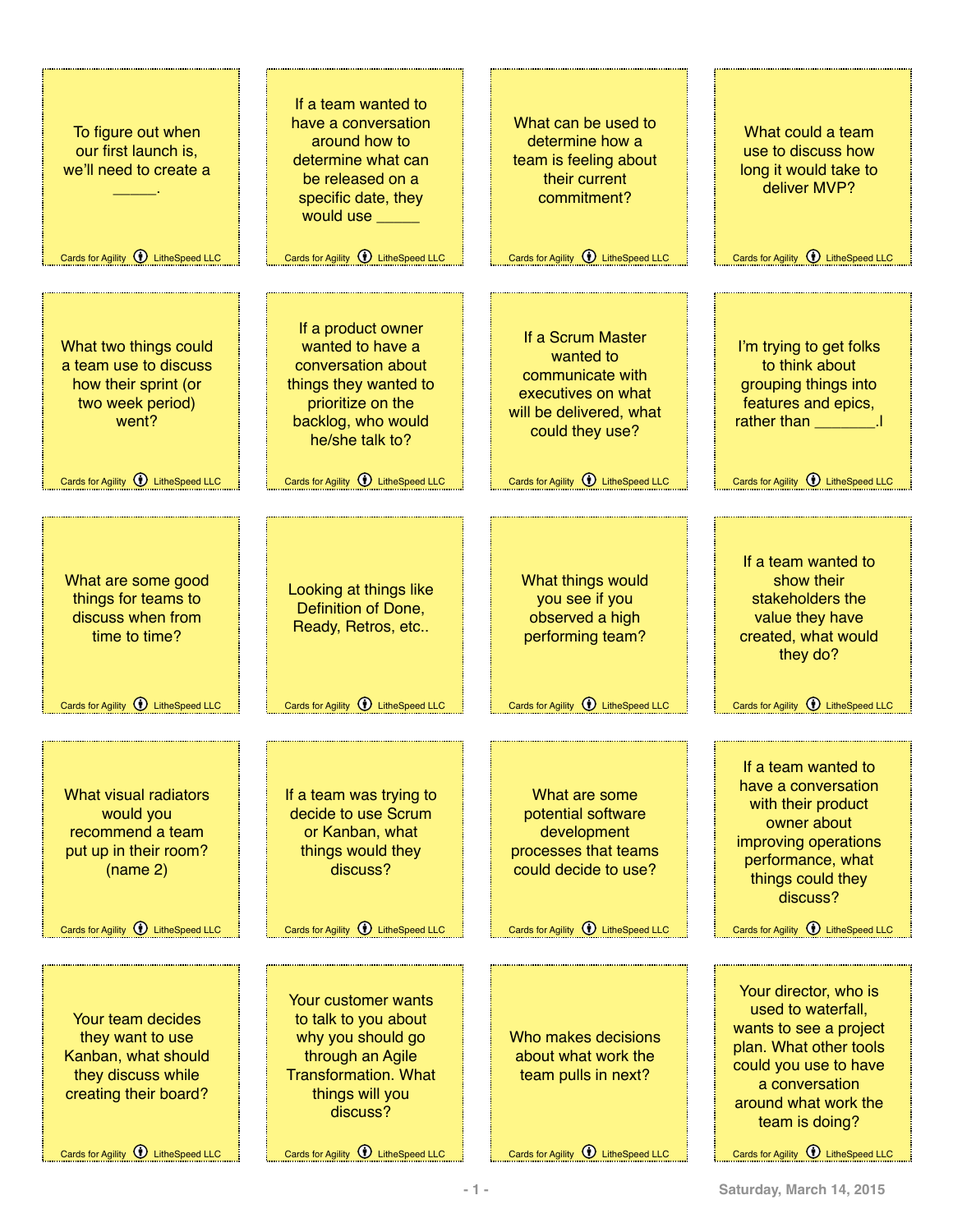To figure out when our first launch is, we'll need to create a _____.

Cards for Agility LitheSpeed LLC

If a team wanted to have a conversation around how to determine what can be released on a specific date, they would use _____

Cards for Agility LitheSpeed LLC

What can be used to determine how a team is feeling about their current commitment?

Cards for Agility LitheSpeed LLC

What could a team use to discuss how long it would take to deliver MVP?

Cards for Agility LitheSpeed LLC

What two things could a team use to discuss how their sprint (or two week period) went?

Cards for Agility LitheSpeed LLC

If a product owner wanted to have a conversation about things they wanted to prioritize on the backlog, who would he/she talk to?

Cards for Agility LitheSpeed LLC

If a Scrum Master wanted to communicate with executives on what will be delivered, what could they use?

Cards for Agility LitheSpeed LLC

I'm trying to get folks to think about grouping things into features and epics, rather than _______.!

Cards for Agility LitheSpeed LLC

What are some good things for teams to discuss when from time to time?

Cards for Agility LitheSpeed LLC

Looking at things like Definition of Done, Ready, Retros, etc..

Cards for Agility LitheSpeed LLC

What things would you see if you observed a high performing team?

Cards for Agility LitheSpeed LLC

If a team wanted to show their stakeholders the value they have created, what would they do?

Cards for Agility LitheSpeed LLC

What visual radiators would you recommend a team put up in their room? (name 2)

Cards for Agility LitheSpeed LLC

If a team was trying to decide to use Scrum or Kanban, what things would they discuss?

Cards for Agility LitheSpeed LLC

What are some potential software development processes that teams could decide to use?

Cards for Agility LitheSpeed LLC

If a team wanted to have a conversation with their product owner about improving operations performance, what things could they discuss?

Cards for Agility LitheSpeed LLC

Your team decides they want to use Kanban, what should they discuss while creating their board?

Cards for Agility LitheSpeed LLC

Your customer wants to talk to you about why you should go through an Agile Transformation. What things will you discuss?

Cards for Agility LitheSpeed LLC

Who makes decisions about what work the team pulls in next?

Cards for Agility LitheSpeed LLC

Your director, who is used to waterfall, wants to see a project plan. What other tools could you use to have a conversation around what work the team is doing?

Cards for Agility LitheSpeed LLC

Saturday, March 14, 2015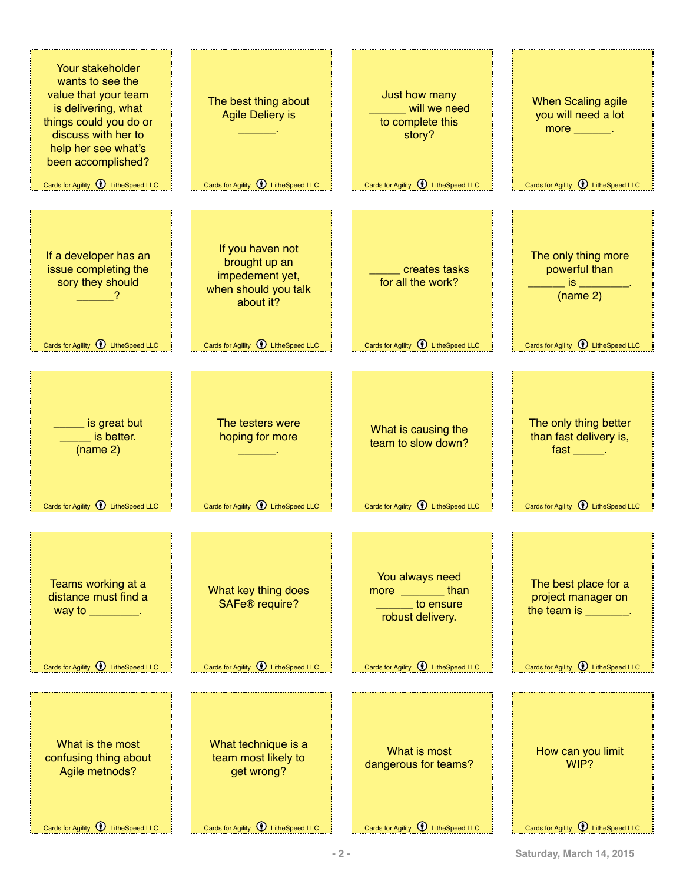Your stakeholder wants to see the value that your team is delivering, what things could you do or discuss with her to help her see what's been accomplished?

Cards for Agility LitheSpeed LLC

The best thing about Agile Deliery is ______.

Cards for Agility LitheSpeed LLC

Just how many ______ will we need to complete this story?

Cards for Agility LitheSpeed LLC

When Scaling agile you will need a lot more ______.

Cards for Agility LitheSpeed LLC

If a developer has an issue completing the sory they should ______?

Cards for Agility LitheSpeed LLC

If you haven not brought up an impedement yet, when should you talk about it?

Cards for Agility LitheSpeed LLC

_____ creates tasks for all the work?

Cards for Agility LitheSpeed LLC

The only thing more powerful than ______ is ________. (name 2)

Cards for Agility LitheSpeed LLC

_____ is great but _____ is better. (name 2)

Cards for Agility LitheSpeed LLC

The testers were hoping for more ______.

Cards for Agility LitheSpeed LLC

What is causing the team to slow down?

Cards for Agility LitheSpeed LLC

The only thing better than fast delivery is, fast _____.

Cards for Agility LitheSpeed LLC

Teams working at a distance must find a way to ________.

Cards for Agility LitheSpeed LLC

What key thing does SAFe® require?

Cards for Agility LitheSpeed LLC

You always need more _______ than ______ to ensure robust delivery.

Cards for Agility LitheSpeed LLC

The best place for a project manager on the team is _______.

Cards for Agility LitheSpeed LLC

What is the most confusing thing about Agile metnods?

Cards for Agility LitheSpeed LLC

What technique is a team most likely to get wrong?

Cards for Agility LitheSpeed LLC

What is most dangerous for teams?

Cards for Agility LitheSpeed LLC

How can you limit WIP?

Cards for Agility LitheSpeed LLC

Saturday, March 14, 2015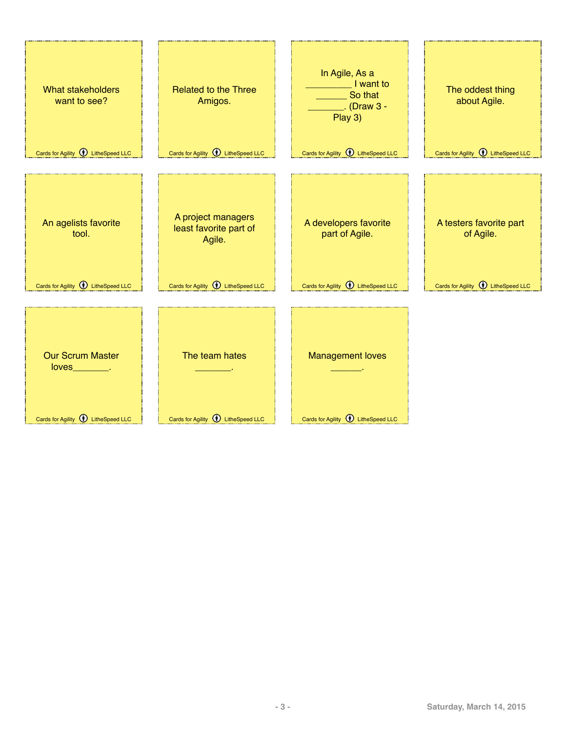What stakeholders want to see?

Cards for Agility LitheSpeed LLC

Related to the Three Amigos.

Cards for Agility LitheSpeed LLC

In Agile, As a _________ I want to ______ So that _______. (Draw 3 - Play 3)

Cards for Agility LitheSpeed LLC

The oddest thing about Agile.

Cards for Agility LitheSpeed LLC

An agelists favorite tool.

Cards for Agility LitheSpeed LLC

A project managers least favorite part of Agile.

Cards for Agility LitheSpeed LLC

A developers favorite part of Agile.

Cards for Agility LitheSpeed LLC

A testers favorite part of Agile.

Cards for Agility LitheSpeed LLC

Our Scrum Master loves_______.

Cards for Agility LitheSpeed LLC

The team hates _______.

Cards for Agility LitheSpeed LLC

Management loves ______.

Cards for Agility LitheSpeed LLC

Saturday, March 14, 2015